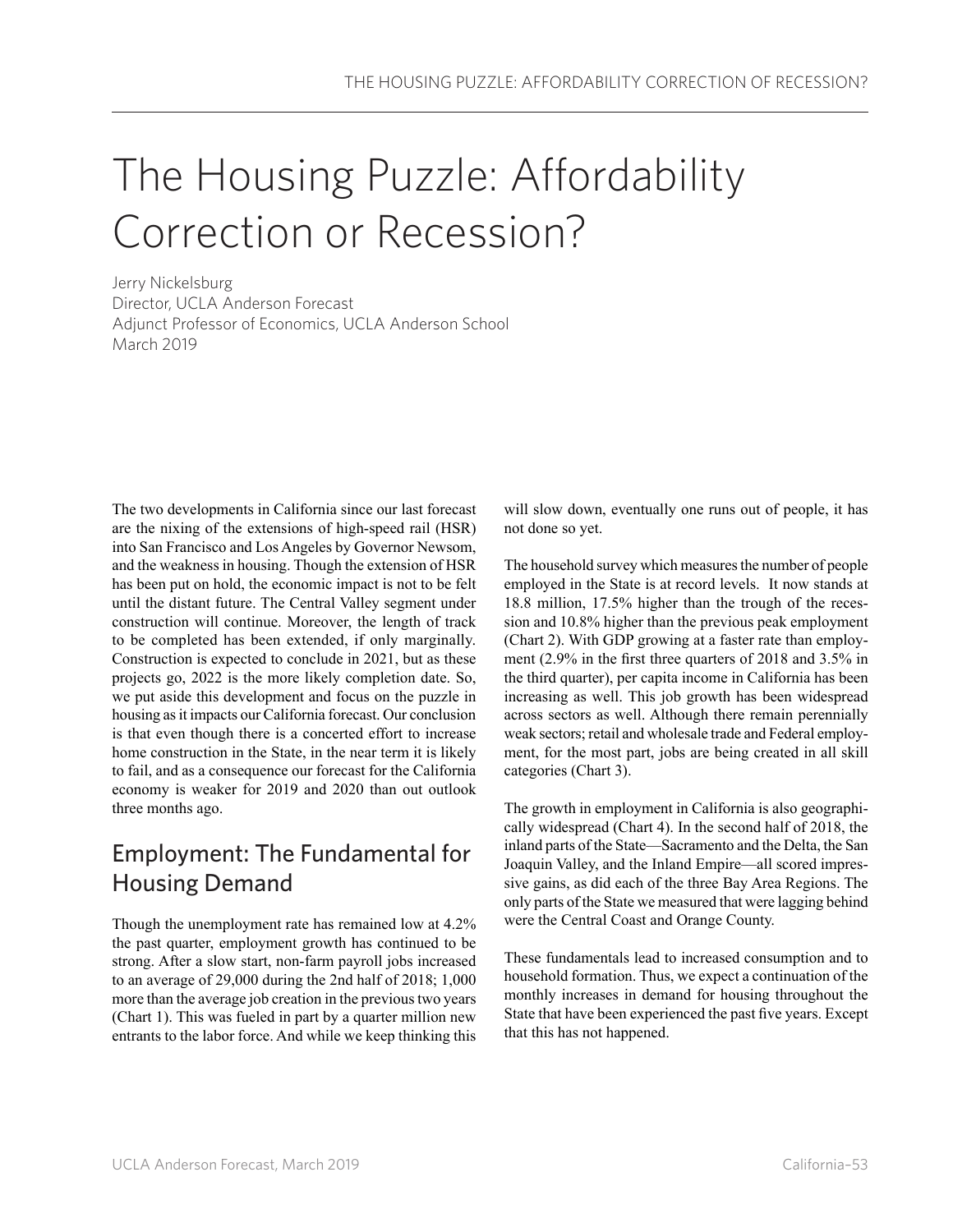# The Housing Puzzle: Affordability Correction or Recession?

Jerry Nickelsburg
Director, UCLA Anderson Forecast
Adjunct Professor of Economics, UCLA Anderson School
March 2019

The two developments in California since our last forecast are the nixing of the extensions of high-speed rail (HSR) into San Francisco and Los Angeles by Governor Newsom, and the weakness in housing. Though the extension of HSR has been put on hold, the economic impact is not to be felt until the distant future. The Central Valley segment under construction will continue. Moreover, the length of track to be completed has been extended, if only marginally. Construction is expected to conclude in 2021, but as these projects go, 2022 is the more likely completion date. So, we put aside this development and focus on the puzzle in housing as it impacts our California forecast. Our conclusion is that even though there is a concerted effort to increase home construction in the State, in the near term it is likely to fail, and as a consequence our forecast for the California economy is weaker for 2019 and 2020 than out outlook three months ago.

## Employment: The Fundamental for Housing Demand

Though the unemployment rate has remained low at 4.2% the past quarter, employment growth has continued to be strong. After a slow start, non-farm payroll jobs increased to an average of 29,000 during the 2nd half of 2018; 1,000 more than the average job creation in the previous two years (Chart 1). This was fueled in part by a quarter million new entrants to the labor force. And while we keep thinking this will slow down, eventually one runs out of people, it has not done so yet.

The household survey which measures the number of people employed in the State is at record levels. It now stands at 18.8 million, 17.5% higher than the trough of the recession and 10.8% higher than the previous peak employment (Chart 2). With GDP growing at a faster rate than employment (2.9% in the first three quarters of 2018 and 3.5% in the third quarter), per capita income in California has been increasing as well. This job growth has been widespread across sectors as well. Although there remain perennially weak sectors; retail and wholesale trade and Federal employment, for the most part, jobs are being created in all skill categories (Chart 3).

The growth in employment in California is also geographically widespread (Chart 4). In the second half of 2018, the inland parts of the State—Sacramento and the Delta, the San Joaquin Valley, and the Inland Empire—all scored impressive gains, as did each of the three Bay Area Regions. The only parts of the State we measured that were lagging behind were the Central Coast and Orange County.

These fundamentals lead to increased consumption and to household formation. Thus, we expect a continuation of the monthly increases in demand for housing throughout the State that have been experienced the past five years. Except that this has not happened.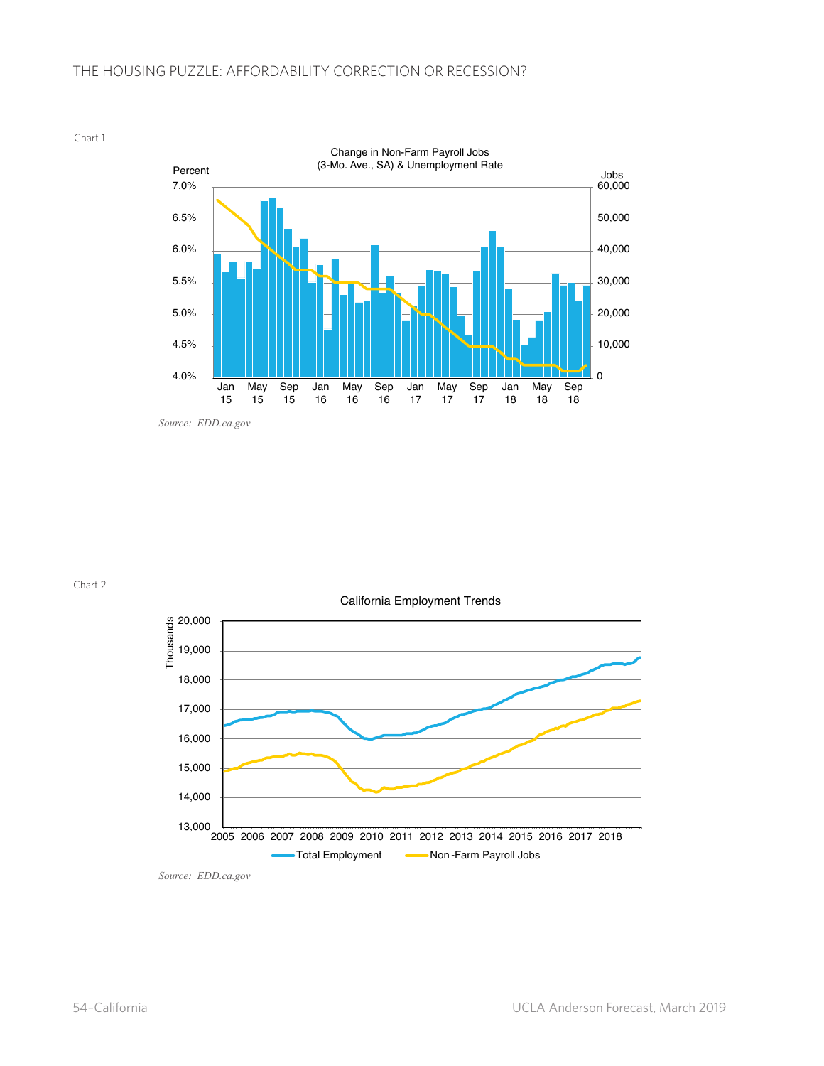Chart 1

**Change in Non-Farm Payroll Jobs (3-Mo. Ave., SA) & Unemployment Rate**

Source: *EDD.ca.gov*

Chart 2

**California Employment Trends**

Source: *EDD.ca.gov*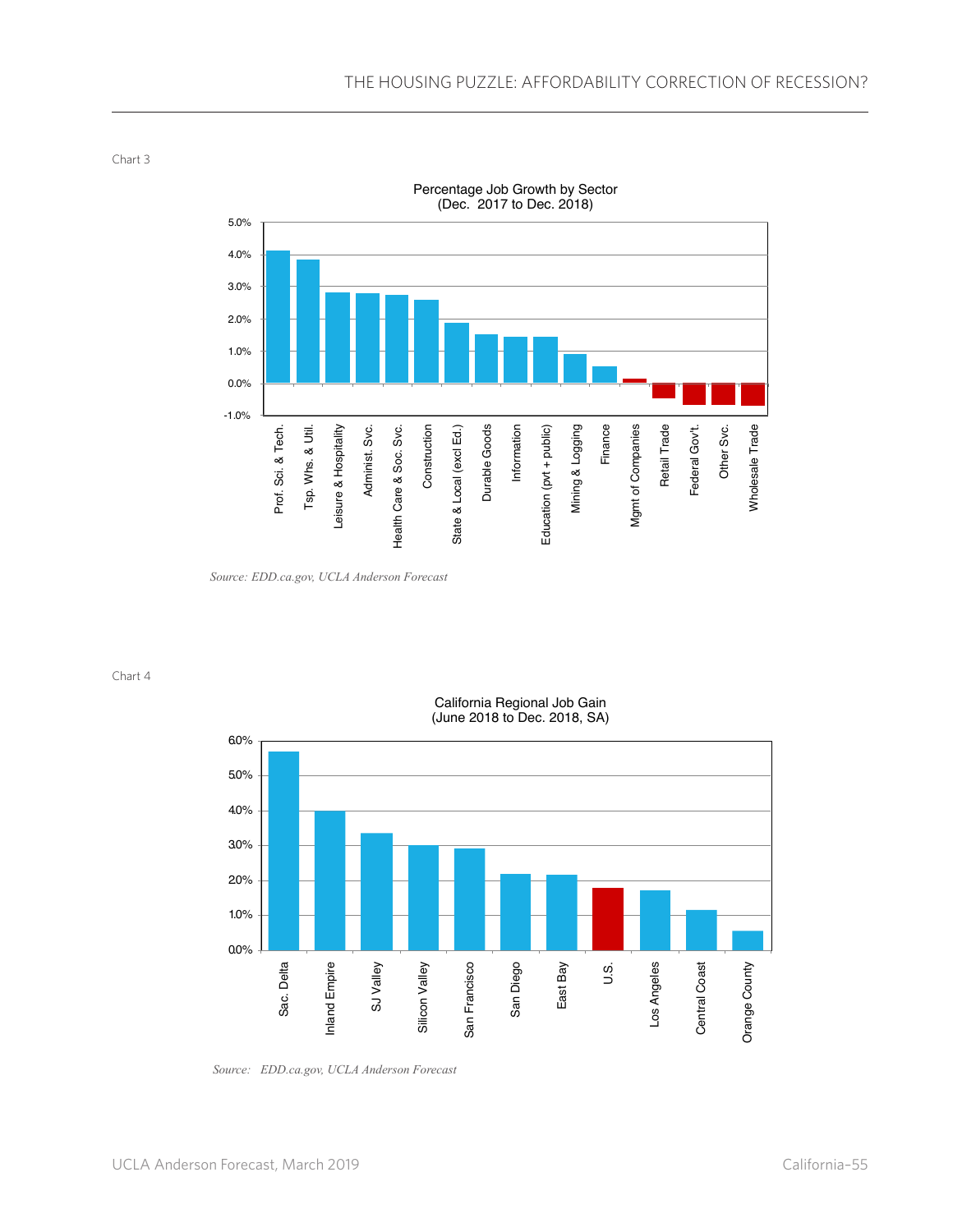Chart 3

**Percentage Job Growth by Sector**
**(Dec. 2017 to Dec. 2018)**

*Source: EDD.ca.gov, UCLA Anderson Forecast*

Chart 4

**California Regional Job Gain**
**(June 2018 to Dec. 2018, SA)**

*Source: EDD.ca.gov, UCLA Anderson Forecast*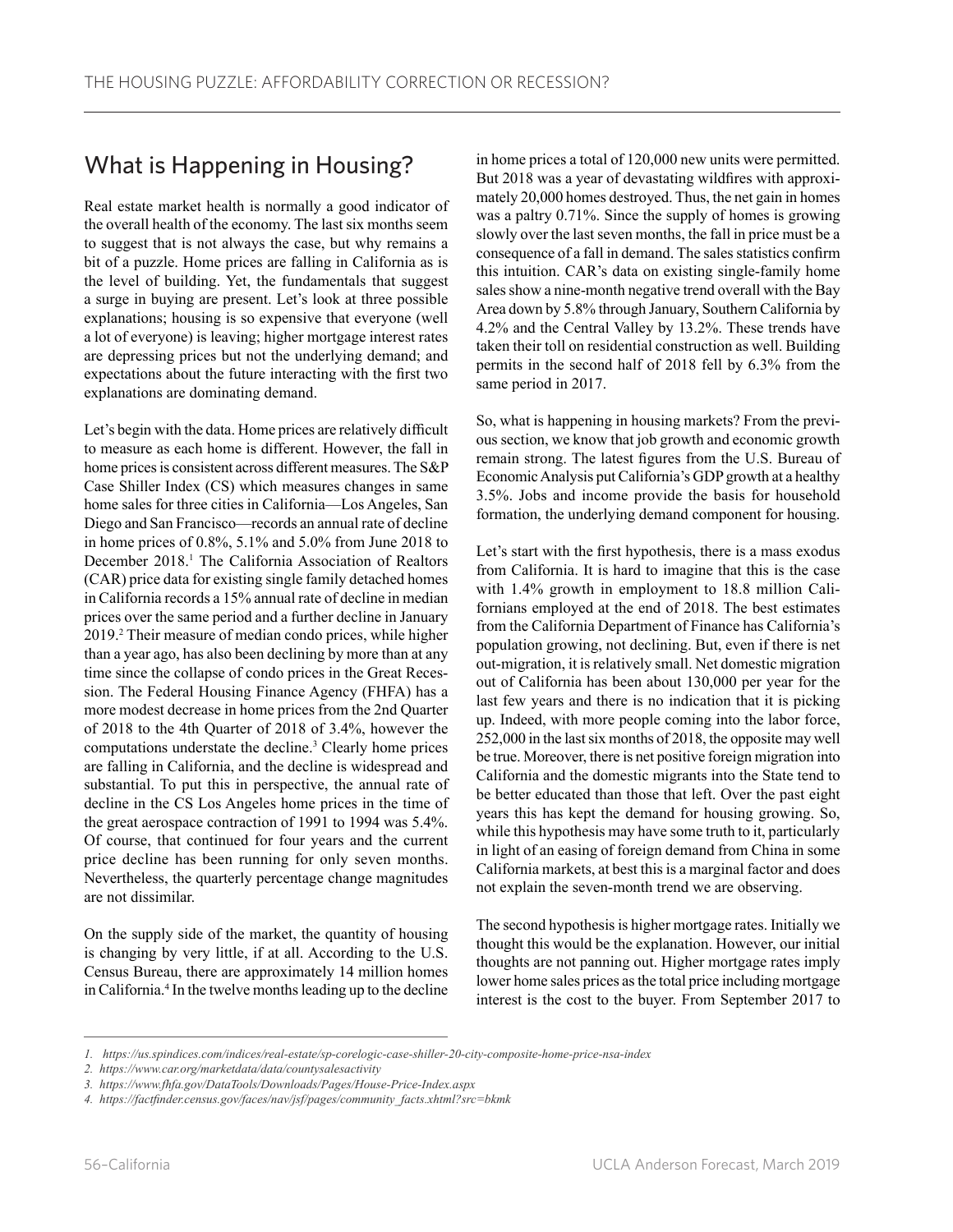## What is Happening in Housing?

Real estate market health is normally a good indicator of the overall health of the economy. The last six months seem to suggest that is not always the case, but why remains a bit of a puzzle. Home prices are falling in California as is the level of building. Yet, the fundamentals that suggest a surge in buying are present. Let's look at three possible explanations; housing is so expensive that everyone (well a lot of everyone) is leaving; higher mortgage interest rates are depressing prices but not the underlying demand; and expectations about the future interacting with the first two explanations are dominating demand.

Let's begin with the data. Home prices are relatively difficult to measure as each home is different. However, the fall in home prices is consistent across different measures. The S&P Case Shiller Index (CS) which measures changes in same home sales for three cities in California—Los Angeles, San Diego and San Francisco—records an annual rate of decline in home prices of 0.8%, 5.1% and 5.0% from June 2018 to December 2018.[1] The California Association of Realtors (CAR) price data for existing single family detached homes in California records a 15% annual rate of decline in median prices over the same period and a further decline in January 2019.[2] Their measure of median condo prices, while higher than a year ago, has also been declining by more than at any time since the collapse of condo prices in the Great Recession. The Federal Housing Finance Agency (FHFA) has a more modest decrease in home prices from the 2nd Quarter of 2018 to the 4th Quarter of 2018 of 3.4%, however the computations understate the decline.[3] Clearly home prices are falling in California, and the decline is widespread and substantial. To put this in perspective, the annual rate of decline in the CS Los Angeles home prices in the time of the great aerospace contraction of 1991 to 1994 was 5.4%. Of course, that continued for four years and the current price decline has been running for only seven months. Nevertheless, the quarterly percentage change magnitudes are not dissimilar.

On the supply side of the market, the quantity of housing is changing by very little, if at all. According to the U.S. Census Bureau, there are approximately 14 million homes in California.[4] In the twelve months leading up to the decline in home prices a total of 120,000 new units were permitted. But 2018 was a year of devastating wildfires with approximately 20,000 homes destroyed. Thus, the net gain in homes was a paltry 0.71%. Since the supply of homes is growing slowly over the last seven months, the fall in price must be a consequence of a fall in demand. The sales statistics confirm this intuition. CAR's data on existing single-family home sales show a nine-month negative trend overall with the Bay Area down by 5.8% through January, Southern California by 4.2% and the Central Valley by 13.2%. These trends have taken their toll on residential construction as well. Building permits in the second half of 2018 fell by 6.3% from the same period in 2017.

So, what is happening in housing markets? From the previous section, we know that job growth and economic growth remain strong. The latest figures from the U.S. Bureau of Economic Analysis put California's GDP growth at a healthy 3.5%. Jobs and income provide the basis for household formation, the underlying demand component for housing.

Let's start with the first hypothesis, there is a mass exodus from California. It is hard to imagine that this is the case with 1.4% growth in employment to 18.8 million Californians employed at the end of 2018. The best estimates from the California Department of Finance has California's population growing, not declining. But, even if there is net out-migration, it is relatively small. Net domestic migration out of California has been about 130,000 per year for the last few years and there is no indication that it is picking up. Indeed, with more people coming into the labor force, 252,000 in the last six months of 2018, the opposite may well be true. Moreover, there is net positive foreign migration into California and the domestic migrants into the State tend to be better educated than those that left. Over the past eight years this has kept the demand for housing growing. So, while this hypothesis may have some truth to it, particularly in light of an easing of foreign demand from China in some California markets, at best this is a marginal factor and does not explain the seven-month trend we are observing.

The second hypothesis is higher mortgage rates. Initially we thought this would be the explanation. However, our initial thoughts are not panning out. Higher mortgage rates imply lower home sales prices as the total price including mortgage interest is the cost to the buyer. From September 2017 to

---

*1. https://us.spindices.com/indices/real-estate/sp-corelogic-case-shiller-20-city-composite-home-price-nsa-index*

*2. https://www.car.org/marketdata/data/countysalesactivity*

*3. https://www.fhfa.gov/DataTools/Downloads/Pages/House-Price-Index.aspx*

*4. https://factfinder.census.gov/faces/nav/jsf/pages/community_facts.xhtml?src=bkmk*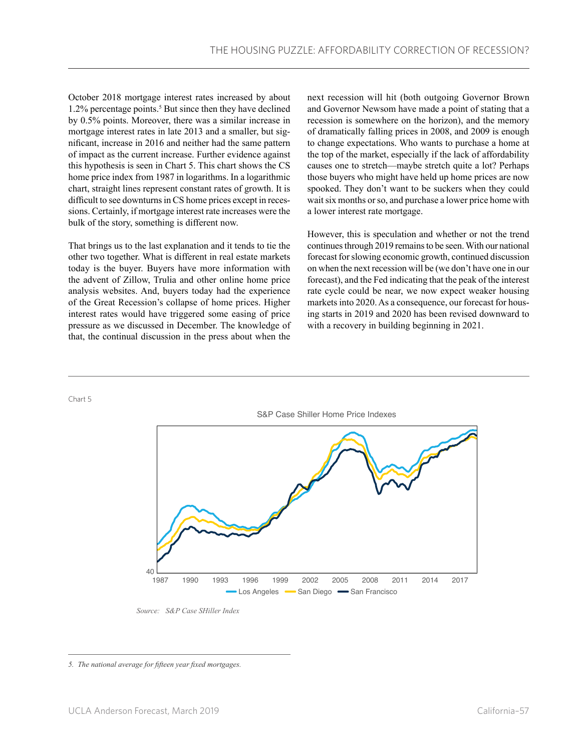October 2018 mortgage interest rates increased by about 1.2% percentage points.[5] But since then they have declined by 0.5% points. Moreover, there was a similar increase in mortgage interest rates in late 2013 and a smaller, but significant, increase in 2016 and neither had the same pattern of impact as the current increase. Further evidence against this hypothesis is seen in Chart 5. This chart shows the CS home price index from 1987 in logarithms. In a logarithmic chart, straight lines represent constant rates of growth. It is difficult to see downturns in CS home prices except in recessions. Certainly, if mortgage interest rate increases were the bulk of the story, something is different now.

That brings us to the last explanation and it tends to tie the other two together. What is different in real estate markets today is the buyer. Buyers have more information with the advent of Zillow, Trulia and other online home price analysis websites. And, buyers today had the experience of the Great Recession's collapse of home prices. Higher interest rates would have triggered some easing of price pressure as we discussed in December. The knowledge of that, the continual discussion in the press about when the next recession will hit (both outgoing Governor Brown and Governor Newsom have made a point of stating that a recession is somewhere on the horizon), and the memory of dramatically falling prices in 2008, and 2009 is enough to change expectations. Who wants to purchase a home at the top of the market, especially if the lack of affordability causes one to stretch—maybe stretch quite a lot? Perhaps those buyers who might have held up home prices are now spooked. They don't want to be suckers when they could wait six months or so, and purchase a lower price home with a lower interest rate mortgage.

However, this is speculation and whether or not the trend continues through 2019 remains to be seen. With our national forecast for slowing economic growth, continued discussion on when the next recession will be (we don't have one in our forecast), and the Fed indicating that the peak of the interest rate cycle could be near, we now expect weaker housing markets into 2020. As a consequence, our forecast for housing starts in 2019 and 2020 has been revised downward to with a recovery in building beginning in 2021.

Chart 5

S&P Case Shiller Home Price Indexes

*Source: S&P Case SHiller Index*

5. *The national average for fifteen year fixed mortgages.*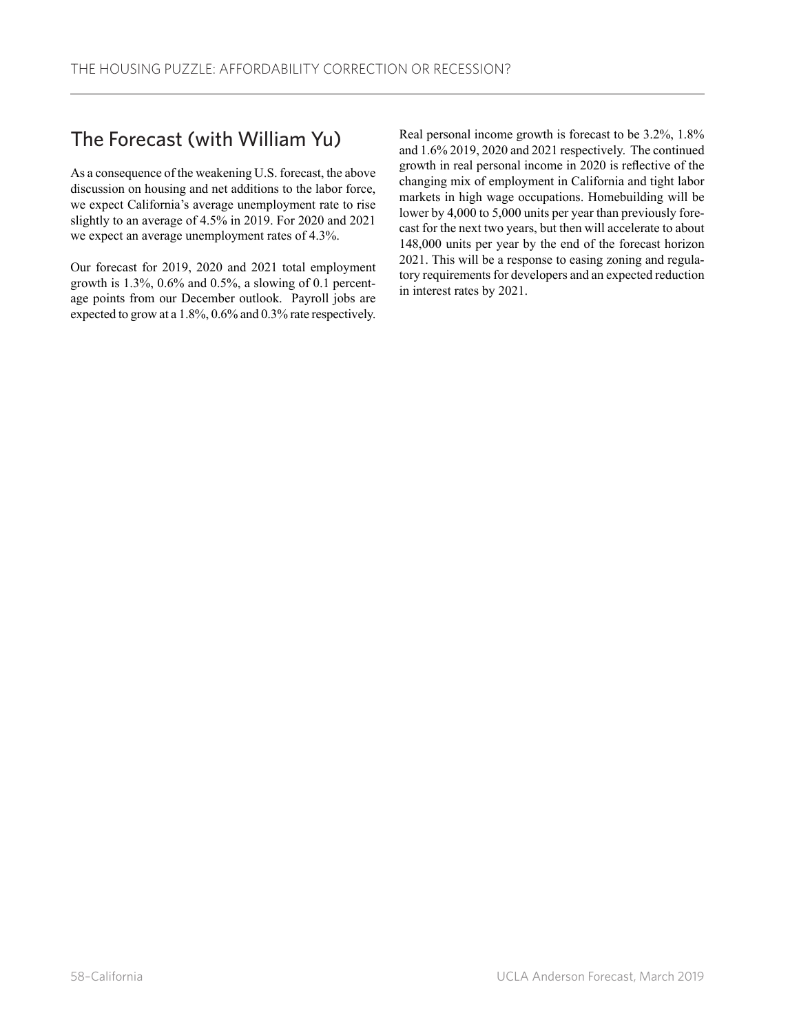## The Forecast (with William Yu)

As a consequence of the weakening U.S. forecast, the above discussion on housing and net additions to the labor force, we expect California's average unemployment rate to rise slightly to an average of 4.5% in 2019. For 2020 and 2021 we expect an average unemployment rates of 4.3%.

Our forecast for 2019, 2020 and 2021 total employment growth is 1.3%, 0.6% and 0.5%, a slowing of 0.1 percentage points from our December outlook. Payroll jobs are expected to grow at a 1.8%, 0.6% and 0.3% rate respectively.

Real personal income growth is forecast to be 3.2%, 1.8% and 1.6% 2019, 2020 and 2021 respectively. The continued growth in real personal income in 2020 is reflective of the changing mix of employment in California and tight labor markets in high wage occupations. Homebuilding will be lower by 4,000 to 5,000 units per year than previously forecast for the next two years, but then will accelerate to about 148,000 units per year by the end of the forecast horizon 2021. This will be a response to easing zoning and regulatory requirements for developers and an expected reduction in interest rates by 2021.